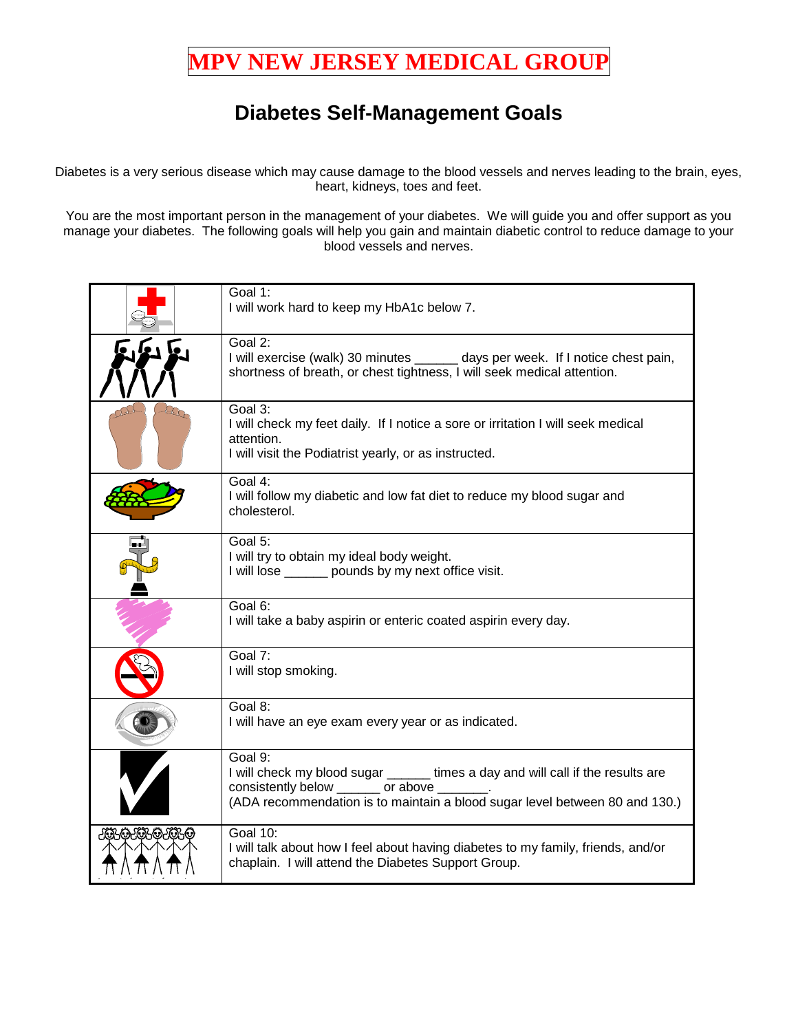# MPV NEW JERSEY MEDICAL GROUP

## Diabetes Self-Management Goals

Diabetes is a very serious disease which may cause damage to the blood vessels and nerves leading to the brain, eyes, heart, kidneys, toes and feet.

You are the most important person in the management of your diabetes. We will guide you and offer support as you manage your diabetes. The following goals will help you gain and maintain diabetic control to reduce damage to your blood vessels and nerves.

| | |
|---|---|
| | Goal 1:<br>I will work hard to keep my HbA1c below 7. |
| | Goal 2:<br>I will exercise (walk) 30 minutes ______ days per week. If I notice chest pain, shortness of breath, or chest tightness, I will seek medical attention. |
| | Goal 3:<br>I will check my feet daily. If I notice a sore or irritation I will seek medical attention.<br>I will visit the Podiatrist yearly, or as instructed. |
| | Goal 4:<br>I will follow my diabetic and low fat diet to reduce my blood sugar and cholesterol. |
| | Goal 5:<br>I will try to obtain my ideal body weight.<br>I will lose ______ pounds by my next office visit. |
| | Goal 6:<br>I will take a baby aspirin or enteric coated aspirin every day. |
| | Goal 7:<br>I will stop smoking. |
| | Goal 8:<br>I will have an eye exam every year or as indicated. |
| | Goal 9:<br>I will check my blood sugar ______ times a day and will call if the results are consistently below ______ or above _______.<br>(ADA recommendation is to maintain a blood sugar level between 80 and 130.) |
| | Goal 10:<br>I will talk about how I feel about having diabetes to my family, friends, and/or chaplain. I will attend the Diabetes Support Group. |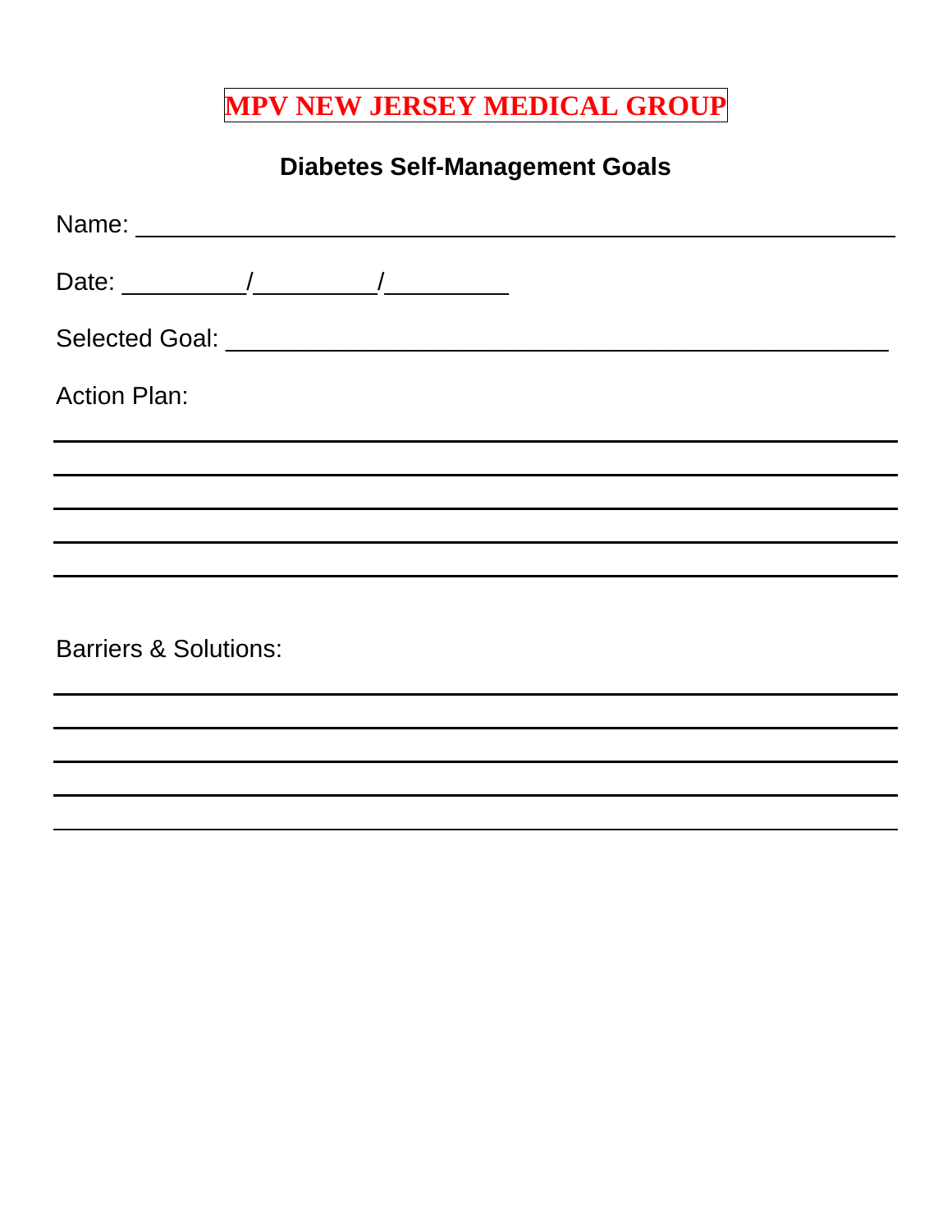# MPV NEW JERSEY MEDICAL GROUP

## Diabetes Self-Management Goals

Name: ____________________________________________________________

Date: __________/__________/__________

Selected Goal: ____________________________________________________

Action Plan:

______________________________________________________________________

______________________________________________________________________

______________________________________________________________________

______________________________________________________________________

______________________________________________________________________

Barriers & Solutions:

______________________________________________________________________

______________________________________________________________________

______________________________________________________________________

______________________________________________________________________

______________________________________________________________________